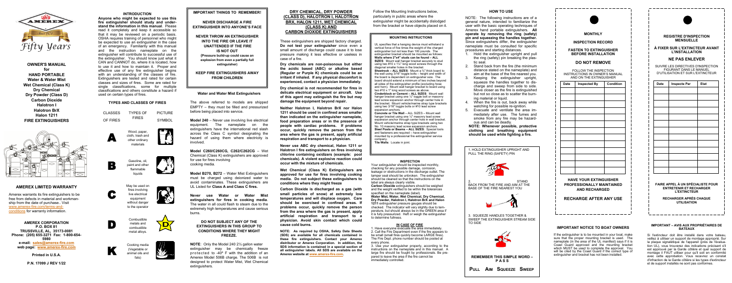# OWNER'S MANUAL for HAND PORTABLE Water & Water Mist Wet Chemical (Class K) Dry Chemical Dry Powder (Class D) Carbon Dioxide Halotron I Halotron BrX Halon 1211 FIRE EXTINGUISHERS

## AMEREX LIMITED WARRANTY

Amerex warrants its fire extinguishers to be free from defects in material and workmanship from the date of purchase.. Visit www.amerex-fire.com/terms-and-conditions for warranty information.

**AMEREX CORPORATION**
**P.O. BOX 81**
**TRUSSVILLE, AL, 35173-0081**
**Phone: (205) 655-3271 Fax: 1-800-654-5980**
**e-mail: sales@amerex-fire.com**
**web page: www.amerex-fire.com**

**Printed in U.S.A.**

**P.N. 17099 J REV 1/22**

## INTRODUCTION

**Anyone who might be expected to use this fire extinguisher should study and understand the information in this manual**. Please read it completely and keep it accessible so that it may be reviewed on a periodic basis. OSHA requires training of personnel who might be expected to use an extinguisher in the case of an emergency. Familiarity with this manual and the instruction nameplate on the extinguisher will contribute to successful use of the extinguisher. You should know just what it CAN and CANNOT do, where it is located, how to use it and how to maintain it. Proper and effective use of any fire extinguisher begins with an understanding of the classes of fire. Extinguishers are tested and rated for certain classes and sizes of fires. Some are rated for single classifications, some for multiple classifications and others constitute a hazard if used on certain types of fires.

## TYPES AND CLASSES OF FIRES

| CLASSES OF FIRES | TYPES OF FIRES | PICTURE SYMBOL |
|---|---|---|
| A | Wood, paper, cloth, trash and other ordinary materials | |
| B | Gasoline, oil, paint and other flammable liquids | |
| C | May be used on fires involving live electrical equipment without danger to the operator | |
| D | Combustible metals and combustible metal alloys. | |
| K | Cooking media (Vegetable or animal oils and fats) | |

## IMPORTANT THINGS TO REMEMBER!

**NEVER DISCHARGE A FIRE EXTINGUISHER INTO ANYONE'S FACE**

**NEVER THROW AN EXTINGUISHER INTO THE FIRE OR LEAVE IT UNATTENDED IF THE FIRE IS NOT OUT (Pressure build-up could cause an explosion from even a partially full extinguisher)**

**KEEP FIRE EXTINGUISHERS AWAY FROM CHILDREN**

### Water and Water Mist Extinguishers

The above referred to models are shipped EMPTY – they must be filled and pressurized before being placed into service.

**Model 240** – Never use involving live electrical equipment. The nameplate on the extinguishers have the international red slash across the Class C symbol designating the hazard of using them where electricity is involved.

**Model C260/C260CG, C262/C262CG** – Wet Chemical (Class K) extinguishers are approved for use for fires involving cooking media.

**Model B270, B272** – Water Mist Extinguishers must be charged using deionized water to avoid contaminates. These extinguishers are UL Listed for **Class A and Class C fires.**

**Never use Water or Water Mist extinguishers for fires in cooking media.** The water in all could flash to steam due to the extremely high temperatures and cause serious burns.

**DO NOT SUBJECT ANY OF THE EXTINGUISHERS IN THIS GROUP TO CONDITIONS WHERE THEY MIGHT FREEZE.**

**NOTE**: Only the Model 240 2½ gallon water extinguisher may be chemically freeze protected to -40° F with the addition of an Amerex Model 506B charge. The 506B is not designed to protect Water Mist, Wet Chemical extinguishers.

## DRY CHEMICAL, DRY POWDER (CLASS D), HALOTRON I, HALOTRON BRX, HALON 1211, WET CHEMICAL (CLASS K) AND CARBON DIOXIDE EXTINGUISHERS

These extinguishers are shipped factory charged. **Do not test your extinguisher** since even a small amount of discharge could cause it to lose pressure making it less effective or useless in case of a fire.

**Dry chemicals are non-poisonous but either the acidic based (ABC) or alkaline based (Regular or Purple K) chemicals could be an irritant if inhaled. If any physical discomfort is experienced, contact a physician immediately**.

**Dry chemical is not recommended for fires in delicate electrical equipment or aircraft. Use of this agent may extinguish the fire but may damage the equipment beyond repair.**

**Neither Halotron I, Halotron BrX nor Halon 1211 should be used in confined areas smaller than indicated on the extinguisher nameplate, food preparation areas or in the presence of people with cardiac problems. If problems occur, quickly remove the person from the area where the gas is present, apply artificial respiration and transport to a physician.**

**Never use ABC dry chemical, Halon 1211 or Halotron I fire extinguishers on fires involving chlorine containing oxidizers (example: pool chemicals). A violent explosive reaction could occur with the mixture of chemicals.**

**Wet Chemical (Class K) Extinguishers are approved for use for fires involving cooking media. Do not subject these extinguishers to conditions where they might freeze**

**Carbon Dioxide is discharged as a gas (with small particles of snow) at extremely low temperatures and will displace oxygen. Care should be exercised in confined areas. If problems occur, quickly remove the person from the area where the gas is present, apply artificial respiration and transport to a physician. Avoid skin contact which could cause cold burns.**

**NOTE: As required by OSHA, Safety Data Sheets (SDS) are available for all chemicals contained in these fire extinguishers. Contact your Amerex distributor or Amerex Corporation. In addition, the SDS information is contained in a special section of all extinguisher labels. All SDS are available on the Amerex website at www.amerex-fire.com.**

Follow the Mounting Instructions below, particularly in public areas where the extinguisher might be accidentally dislodged from the bracket or have objects placed on it.

### MOUNTING INSTRUCTIONS

UL specifies that a hanging device must withstand a vertical force of five times the weight of the charged extinguisher but not less than 100 pounds. The extinguisher bracket should be mounted as follows:
**Walls where 2"x4" studs can be found – ALL SIZES**: Mount wall hanger bracket securely to stud using two #10 x 1¼" long wood screws through the diagonal smaller holes in the bracket.
**Sheetrock – ALL SIZES**: Mount a ¾" thick board to the wall using 3/16" toggle bolts – height and width of the board is dependent on extinguisher size. The board should extend a minimum of two inches beyond all sides of the extinguisher profile (excluding hose and horn). Mount wall hanger bracket to board using two #10 x 1" long wood screws as above.
**Cinderblock or Cement – ALL SIZES**: Mount wall hanger bracket using one ¼" toggle bolt or masonry lead screw expansion anchor through center hole in the bracket. Mount vehicle/marine strap type brackets using two 3/16" toggle bolts or #10 lead screw expansion anchors.
**Concrete or Tile Wall** – ALL SIZES – Mount wall hanger bracket using one ¼" masonry lead screw expansion anchor through center hole in wall bracket. Mount vehicle/marine strap type brackets using two No. 10 masonry lead screw expansion anchors.
**Steel Posts or Beams – ALL SIZES**: Special tools and fasteners are required – have extinguisher mounted by a professional fire extinguisher service company.
**Tile Walls**: Locate in joint.

### INSPECTION

Your extinguisher should be inspected monthly, checking for any possible damage, corrosion, leakage or obstructions in the discharge outlet. The tamper seal should be unbroken. The extinguisher should be cleaned so that the instructions on the label are always clearly visible.
**Carbon Dioxide** extinguishers should be weighed and the weight verified to be within the tolerances specified on the nameplate (label).
**Water Mist, Water, Wet Chemical, Dry Chemical, Dry Powder, Halotron I, Halotron BrX and Halon 1211** extinguisher pressure gauges should be checked. The indicator will vary slightly due to temperature, but should always be in the GREEN area if it is fully pressurized. Heft or weigh the extinguisher to determine fullness.

### IN CASE OF FIRE

1. Have everyone evacuate the area immediately.
2. Call the Fire Department even if the fire appears to be small (small fires quickly become LARGE fires). The Fire Dept. phone number should be posted at every phone.
3. Use your extinguisher properly, according to the instructions on the nameplate and in this manual. A large fire should be fought by professionals. Be prepared to leave the area if the fire cannot be immediately controlled.

## HOW TO USE

NOTE: The following instructions are of a general nature, intended to familiarize the user with the basic operating techniques of Amerex hand portable extinguishers. **All operate by removing the ring (safety) pin and squeezing the handles together.** Since extinguishers differ, the extinguisher nameplate must be consulted for specific procedures and starting distances.

1. Hold the extinguisher upright and pull the ring (safety) pin besaking the plastic seal.
2. Stand back from the fire (the minimum distance stated on the nameplate) and aim at the base of the fire nearest you.
3. Keeping the extinguisher upright, squeeze the handles together for discharge and sweep from side to side. Move closer as the fire is extinguished but not so close as to scatter the burning material or liquid.
4. When the fire is out, back away while watching for possible re-ignition.
5. Evacuate and ventilate the area immediately after use. The fumes and smoke from any fire may be hazardous and can be deadly.

**NOTE: Whenever possible, protective clothing and breathing equipment should be used while fighting a fire.**

1. HOLD EXTINGUISHER UPRIGHT AND PULL THE RING (SAFETY) PIN

2. STAND BACK FROM THE FIRE AND AIM AT THE BASE OF THE FIRE NEAREST YOU

3. SQUEEZE HANDLES TOGETHER & SWEEP THE EXTINGUISHER STREAM SIDE TO SIDE

**REMEMBER THIS SIMPLE WORD – P A S S**

**PULL AIM SQUEEZE SWEEP**

## MONTHLY INSPECTION RECORD

**FASTEN TO EXTINGUISHER BEFORE INSTALLATION**

**DO NOT REMOVE**

FOLLOW THE INSPECTION INSTRUCTIONS IN OWNER'S MANUAL AND ON THE EXTINGUISHER

| Date | Inspected By | Condition |
|---|---|---|
| | | |
| | | |
| | | |
| | | |
| | | |
| | | |
| | | |
| | | |
| | | |
| | | |
| | | |
| | | |

**HAVE YOUR EXTINGUISHER PROFESSIONALLY MAINTAINED AND RECHARGED**

**RECHARGE AFTER ANY USE**

## REGISTRE D'INSPECTION MENSUELLE

**À FIXER SUR L'EXTINCTEUR AVANT L'INSTALLATION**

**NE PAS ENLEVER**

SUIVRE LES DIRECTIVES D'INSPECTION FIGURANT DANS LE MANUEL D'UTILISATION ET SUR L'EXTINCTEUR

| Date | Inspecte Par | Etat |
|---|---|---|
| | | |
| | | |
| | | |
| | | |
| | | |
| | | |
| | | |
| | | |
| | | |
| | | |
| | | |
| | | |

**FAIRE APPEL À UN SPÉCIALISTE POUR ENTRETENIR ET RECHARGER L'EXTINCTEUR**

**RECHARGER APRÈS CHAQUE UTILISATION**

## IMPORTANT NOTICE TO BOAT OWNERS

If the extinguisher is to be mounted in your boat, make sure that the proper mounting bracket is used. The nameplate (in the area of the UL manifest) says if it is Coast Guard approved and the mounting bracket which MUST be used to complete the approval. You will be cited by the Coast Guard if the correct type of extinguisher and bracket has not been installed.

## IMPORTANT – AVIS AUX PROPRIÉTAIRES DE BATEAUX

Si l'extincteur doit être installé dans votre bateau, veillez à utiliser un support de montage approprié. Sur la plaque signalétique de l'appareil (près de l'évaluation UL), vous trouverez des indications précisant s'il est approuvé par la Garde côtière et quel support de montage il FAUT utiliser pour qu'il soit en conformité avec cette approbation. Vous recevrez un constat d'infraction de la Garde côtière si les types d'extincteur et de support installés ne sont pas conformes.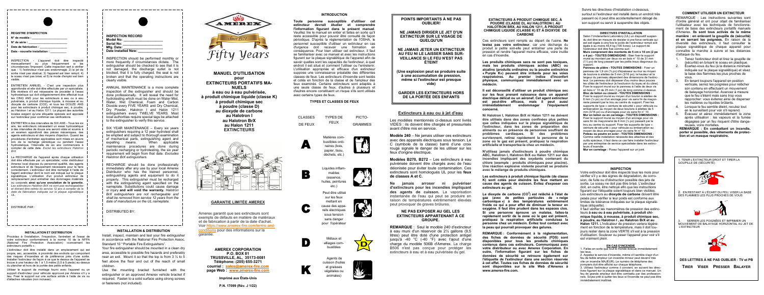**REGISTRE D'INSPECTION**

**N° de modèle :** _______________

**N° de série :** _______________

**Date de fabrication :** _______________

**Date - nouvelle installation :** _______________

INSPECTION - L'appareil doit être inspecté manuellement ou plus fréquemment si les circonstances l'imposent. Cette inspection sert à vérifier que : 1) l'extincteur n'est pas endommagé; 2) le jet de sortie n'est pas obstrué; 3) l'appareil est bien rempli; 4) le sceau n'est pas brisé; et 5) le mode d'emploi est bien visible.

ENTRETIEN ANNUEL - C'est une inspection plus approfondie et elle doit être effectuée par un spécialiste. Elle révèlera s'il est nécessaire de procéder à l'essai hydrostatique qui doit obligatoirement être effectué tous les CINQ ANS pour les extincteurs à eau ou à eau pulvérisée, à produit chimique liquide, à mousse et au dioxyde de carbone (CO2), et tous les DOUZE ANS pour les extincteurs à produit chimique sec, à poudre, au Halotron I et au Halon 1211. La plupart des autorités locales exigent qu'une étiquette spéciale soit apposée sur l'extincteur pour confirmer ces vérifications.

ENTRETIEN à des intervalles de SIX ANS - Tous les six ans, les extincteurs nécessitant un essai hydrostatique à des intervalles de douze ans seront vidés et soumis à un examen approfondi des pièces mécaniques, des agents extincteurs et des moyens d'éjection. Quand les procédures d'entretien applicables sont menées en œuvre lors de la recharge périodique ou pendant l'essai hydrostatique, l'intervalle de six ans commencera à compter de cette date. *Exclut les extincteurs Halotron BrX.*

La RECHARGE de l'appareil après chaque utilisation doit être effectuée par un spécialiste; votre distributeur Amerex local dispose du personnel qualifié, des agents extincteurs et de l'équipement nécessaires pour le faire correctement. L'extincteur doit être rechargé à l'aide de l'agent extincteur dont le nom est indiqué sur la plaque signalétique. L'utilisation d'un produit extincteur de remplacement peut entraîner des dommages matériels ou corporels **ainsi qu'une annulation de la garantie.** *Les extincteurs Halotron BrX ne sont pas rechargeables et doivent être retirés du service 12 ans à compter de la date de fabrication indiquée sur la plaque signalétique UL.*

DISTRIBUÉ PAR :

**INSTALLATION ET DISTRIBUTION**

Procéder à l'installation, l'inspection, l'entretien et l'essai de votre extincteur conformément à la norme 10 de la NFPA (National Fire Protection Association) «concernant les extincteurs portatifs ».

L'extincteur doit être installé dans un emplacement qui est propre, sec, accessible, à proximité des endroits qui comportent des risques d'incendies et de préférence près d'une sortie. Installer l'extincteur de façon à ce que le dessus de l'appareil se trouve à une hauteur de 1 à 1,5 mètre (3,5 à 5 pieds) au-dessus du plancher et hors de la portée des petits enfants.

Utiliser le support de montage fourni avec l'appareil ou un support d'extincteur pour véhicule approuvé par Amerex s'il y a lieu. Fixer le support sur une surface solide à l'aide de vis ou d'attaches robustes (non incluses).

**INSPECTION RECORD**

**Model No:** _______________

**Serial No:** _______________

**Mfg. Date:** _______________

**Date Installed New:** _______________

INSPECTION should be performed monthly or more frequently if circumstances dictate. The extinguisher should be checked to see that it is not damaged, the discharge outlet is not blocked, that it is fully charged, the seal is not broken and that the operating instructions are clearly visible.

ANNUAL MAINTENANCE is a more complete inspection of the extinguisher and should be done professionally. It will reveal the need for hydrotesting which must be done on Water Mist, Water, Wet Chemical, Foam and Carbon Dioxide every FIVE YEARS and Dry Chemical, Dry Powder, Halotron I and Halon 1211 extinguishers every TWELVE YEARS. Most local authorities require special tags be attached to the extinguisher to verify this service.

SIX YEAR MAINTENANCE – Every six years extinguishers requiring a 12 year hydrotest shall be emptied and subject to thorough examination of mechanical parts, extinguishing agent and expelling means. When applicable maintenance procedures are done during periodic recharging or hydrotesting, the six year requirement will begin from that date. *Excludes Halotron BrX extinguishers.*

RECHARGE should be done professionally immediately after any use by your local Amerex Distributor who has the trained personnel, extinguishing agents and equipment to do it properly. This extinguisher must be recharged with the extinguishing agent specified on the nameplate. Substitutions could cause damage or injury **and will void the warranty.** *Halotron BrX extinguishers are not rechargeable and shall be removed from service 12 years from the date of manufacture on the UL nameplate.*

DISTRIBUTED BY:

**INSTALLATION & DISTRIBUTION**

Install, inspect, maintain and test your fire extinguisher in accordance with the National Fire Protection Assoc. Standard 10 "Portable Fire Extinguishers".

Your fire extinguisher should be mounted in a clean dry area, accessible to possible fire hazards and preferably near an exit. Mount it so that the top is from 3 ½ to 5 feet above the floor and out of the reach of small children.

Use the mounting bracket furnished with the extinguisher or an approved Amerex vehicle bracket if required. Fasten to a solid surface using strong screws or fasteners (not included).

AMEREX since 1971

Fifty Years

# MANUEL D'UTILISATION pour EXTINCTEURS PORTATIFS MANUELS à eau ou à eau pulvérisée, à produit chimique liquide (classe K) à produit chimique sec à poudre (classe D) au dioxyde de carbone au Halotron I au Halotron BrX au Halon 1211 EXTINCTEURS

**GARANTIE LIMITÉE AMEREX**

Amerex garantit que ses extincteurs sont exempts de défauts en matière de matériaux et de fabrication à partir de la date d'achat. Voir https://www.amerex-fire.com/terms-and-conditions pour des informations sur la garantie.

**AMEREX CORPORATION**
**P.O. BOX 81**
**TRUSSVILLE, AL. 35173-0081**
**Téléphone (205) 655-3271**
**courriel : sales@amerex-fire.com**
**page Web : www.amerex-fire.com**

**Imprimé aux États-Unis**

**P.N. 17099 (Rév. J 1/22)**

**INTRODUCTION**

**Toute personne susceptible d'utiliser cet extincteur devrait étudier et comprendre l'information figurant dans le présent manuel.** Veuillez lire le manuel en entier et faites en sorte qu'il reste accessible pour pouvoir être consulté de façon périodique. D'après la réglementation de l'OSHA, le personnel susceptible d'utiliser un extincteur en cas d'urgence doit recevoir une formation en conséquence. Pour bien utiliser cet extincteur, il faut se familiariser avec ce manuel et avec les instructions figurant sur la plaque signalétique de l'appareil afin de savoir quelles sont les capacités de l'extincteur, à quel endroit il est situé et comment l'utiliser ou l'entretenir. L'utilisation appropriée et efficace d'un extincteur suppose une connaissance préalable des différentes classes de feux. Les extincteurs d'incendie sont testés et cotés en fonction de la classe et de l'ampleur des feux éventuels. Certains extincteurs sont adaptés à une seule classe de feux, d'autres à plusieurs et d'autres encore constituent un risque s'ils sont utilisés avec certains types de feux.

**TYPES ET CLASSES DE FEUX**

| CLASSES DE FEUX | TYPES DE FEUX | PICTO-GRAMMES |
|---|---|---|
| A | Matières combustibles ordinaires (bois, papier, tissu, déchets, etc.) | |
| B | Liquides inflammables (essence, huiles, peintures etc.) | |
| C | Peut être utilisé sur les feux mettant en cause des appareils électriques sous tension sans danger pour l'opérateur | |
| D | Métaux et alliages combustibles | |
| K | Agents de cuisson (huiles et graisses végétales ou animales) | |

**POINTS IMPORTANTS À NE PAS OUBLIER!**

**NE JAMAIS DIRIGER LE JET D'UN EXTINCTEUR SUR LE VISAGE DE QUELQU'UN**

**NE JAMAIS LAISSER UN EXTINCTEUR AU FEU NI LE LAISSER SANS SURVEILLANCE SI LE FEU N'EST PAS ÉTEINT**

**(Une explosion peut se produire suite à une accumulation de pression, même si l'extincteur est presque vide)**

**GARDER LES EXTINCTEURS HORS DE LA PORTÉE DES ENFANTS**

## Extincteurs à eau ou à jet d'eau

Les modèles mentionnés ci-dessous sont livrés VIDES : ils doivent être chargés et pressurisés avant d'être mis en service.

**Modèle 240** – Ne jamais utiliser ces extincteurs avec des appareils électriques sous tension. Le C (symbole de la classe) barré d'une croix rouge signale le danger de les utiliser sur les feux d'origine électrique.

**Modèles B270, B272** – Les extincteurs à eau pulvérisée doivent être chargés avec de l'eau déionisée pour éviter toute contamination. Ces extincteurs sont homologués UL pour les **feux de classes A et C.**

**Ne jamais arroser ni pulvériser d'extincteurs pour les incendies impliquant des agents de cuisson.** La vaporisation instantanée de l'eau qui peut se produire en raison de températures extrêmement élevées peut provoquer de graves brûlures.

**NE PAS EXPOSER AU GEL LES EXTINCTEURS APPARTENANT À CE GROUPE.**

**REMARQUE** : Seul le modèle 240 d'extincteur à eau muni d'un réservoir de 2½ gallons (9,5 litres) peut être doté d'une protection antigel jusqu'à -40 °C (-40 °F) avec l'ajout d'une charge du modèle 506B d'Amerex. La charge B506 n'est pas conçue pour protéger les extincteurs à eau et à eau pulvérisée du gel.

**EXTINCTEURS À PRODUIT CHIMIQUE SEC, À POUDRE (CLASSE D), AU HALOTRON I, AU HALOTRON BRX, AU HALON 1211, À PRODUIT CHIMIQUE LIQUIDE (CLASSE K) ET À DIOXYDE DE CARBONE**

Ces extincteurs sont remplis au départ de l'usine. **Ne testez pas votre extincteur**, car une décharge du produit si petite soit-elle peut entraîner une perte de pression et rendre l'appareil moins efficace, voire inutile en cas d'incendie.

**Les produits chimiques secs ne sont pas toxiques, mais les produits chimiques acides (ABC) ou alcalins (produits ordinaires ou la poudre extinctrice « Purple K ») peuvent être irritants pour les voies respiratoires. Au premier indice d'inconfort physique, communiquez immédiatement avec un médecin.**

**Il est déconseillé d'utiliser un produit chimique sec sur les feux prenant naissance dans un appareil électrique délicat ou un aéronef. Cet agent extincteur est peut-être efficace, mais il peut aussi irrémédiablement endommager l'équipement concerné.**

**Ni Halotron I, Halotron BrX ni Halon 1211 ne doivent être utilisés dans des zones confinées plus petites que celles indiquées sur la plaque signalétique de l'extincteur, dans les zones de préparation des aliments ou en présence de personnes souffrant de problèmes cardiaques. Si des problèmes surviennent, retirez rapidement la personne de la zone où le gaz est présent, pratiquez la respiration artificielle et transportez-la chez un médecin.**

**N'utilisez jamais d'extincteurs à poudre chimique ABC, Halotron I, Halotron BrX ou Halon 1211 sur des incendies impliquant des oxydants contenant du chlore (exemple : produits chimiques pour piscine). Une réaction explosive violente pourrait se produire avec le mélange de produits chimiques.**

**Les extincteurs à produit chimique liquide (de classe K) sont conçus pour éteindre les feux mettant en cause des agents de cuisson. Évitez d'exposer ces extincteurs au gel.**

**Le dioxyde de carbone ($CO^2$) est relâché à l'état de gaz (avec de petites particules de « neige carbonique ») à des températures extrêmement froide ce qui a pour effet de diminuer la teneur en oxygène. Il faut être prudent dans les espaces clos. Si une personne éprouve un malaise, faites-la rapidement sortir de la zone où le gaz est présent, pratiquez la respiration artificielle conduisez la personne chez un médecin. Évitez tout contact avec la peau qui pourrait provoquer des gelures.**

**REMARQUE : Conformément à la réglementation, des fiches de données de sécurité (FDS) sont disponibles pour tous les produits chimiques contenus dans ces extincteurs. Communiquez avec votre distributeur ou avec Amerex Corporation. En outre, l'information figurant sur les fiches de données de sécurité se retrouve également sur l'étiquette de l'extincteur dans une section réservée à cet effet. Toutes ces fiches de données de sécurité sont disponibles sur le site Web d'Amerex à www.amerex-fire.com.**

Suivre les directives d'installation ci-dessous, surtout si l'extincteur est installé dans un endroit très passant où il peut être accidentellement délogé de son support ou servir à suspendre des objets.

**DIRECTIVES D'INSTALLATION**

Selon l'Underwriters Laboratory (UL) un dispositif suspendu doit être en mesure de résister à une force verticale qui est soit égale à cinq fois le poids de l'extincteur rempli soit égale à au moins 45,4 kg (100 livres). Le support de l'extincteur doit être fixe comme suit :

**Murs comprenant des montants de 5 cm x 10 cm (2 po x 4 po) - TOUTES DIMENSIONS :** Bien fixer le support mural au moment par deux vis en bois n° 10 de 31 mm (1¼ po) de long passant par les petits trous diagonaux du support.

**Panneau de plâtre - TOUTES DIMENSIONS :** Fixer un panneau de 1,9 cm (¾ po) d'épaisseur au mur au moyen de boulons à ailettes de 5 mm (3/16 po); la hauteur et la largeur du panneau dépendent des dimensions de l'extincteur. Le panneau doit dépasser d'au moins deux pouces les côtés de l'extincteur (à l'exclusion du tuyau et du cône). Fixer le support mural sur le panneau à l'aide de deux vis en bois n° 10 de 25 mm (1 po) de long comme ci-dessus.

**Bloc de béton ou ciment - TOUTES DIMENSIONS :** Fixer le support mural au moyen d'un boulon à ailettes de 6 mm (¼ po) ou d'un ancrage pour vis sans fin de maçonnerie passant par le trou au centre du support. Fixer les supports de type « ceinture de sécurité » pour véhicule ou embarcation au moyen de deux boulons à ailettes de 5 mm (3/16 po) ou d'ancrages pour vis sans fin n° 10.

**Mur en béton ou en carrelage - TOUTES DIMENSIONS :** Fixer le support mural au moyen d'un ancrage pour vis sans fin de maçonnerie de 6 mm (¼ po) passant par le trou au centre du support. Fixer les supports de type « ceinture de sécurité » pour véhicule ou embarcation au moyen de deux ancrages pour vis sans fin n° 10.

**Poteau ou poutre en acier - TOUTES DIMENSIONS :** Comme cette installation nécessite des attaches et des outils spéciaux, il faut dans ce cas faire installer l'extincteur par une entreprise de service spécialisée dans les extincteurs d'incendie.

**Mur en carrelage :** Poser l'appareil sur un joint.

**INSPECTION**

Votre extincteur doit être inspecté tous les mois pour vérifier s'il y a des signes de dégradation, de corrosion, de fuite ou d'obstruction possible des jets de sortie. Le sceau ne doit pas être brisé. L'extincteur doit, en outre, être retiré afin que les instructions figurant sur l'étiquette soient toujours bien visibles. Les extincteurs au **dioxyde de carbone** doivent être pesés pour vérifier si leur poids est conforme aux limites de tolérance indiquées sur la plaque signalétique (étiquette).

Il faut vérifier les manomètres de pression des extincteurs **à eau ou à eau pulvérisée, à produit chimique liquide, à mousse, à produit chimique sec, à poudre, au Halotron I, au Halotron BrX et au Halon 1211.** L'indicateur de pression variera légèrement en fonction de la température, mais il doit toujours rester dans la zone VERTE s'il est à la pression d'utilisation. Soulever ou peser l'appareil pour voir s'il est vraiment plein.

**EN CAS D'INCENDIE**

1. Faites en sorte que tout le monde évacue immédiatement les lieux.
2. Appelez le service d'incendie, même s'il semble s'agir d'un feu de faible ampleur (un incendie mineur peut devenir très vite un incendie MAJEUR). Le numéro de téléphone des pompiers doit être affiché sur chaque téléphone.
3. Utilisez l'extincteur comme il convient, en suivant les directives figurant sur la plaque signalétique et dans ce manuel. Un feu de grande ampleur doit être combattu par des professionnels. Soyez prêt à quitter les lieux si l'incendie ne peut pas être immédiatement maîtrisé.

**COMMENT UTILISER UN EXTINCTEUR**

REMARQUE : Les instructions suivantes sont d'ordre général et ont pour objet de familiariser l'utilisateur avec les techniques de fonctionnement de base des extincteurs portatifs manuels d'Amerex. **Ils sont tous activés de la même manière : en enlevant la goupille (de sécurité) et en serrant les poignées.** En raison de la diversité des extincteurs, il faut consulter la plaque signalétique de chaque appareil pour connaître la marche à suivre et les distances d'attaque du feu.

1. Tenez l'extincteur droit et tirez la goupille de (sécurité) en brisant le sceau en plastique.
2. Écartez-vous du feu (à la distance minimale indiquée sur la plaque signalétique) et visez la base des flammes les plus proches de vous.
3. En tenant toujours l'appareil en position verticale, serrez les poignées pour relâcher son contenu en effectuant un mouvement de balayage horizontal. Avancez à mesure que le feu s'éteint mais sans trop vous rapprocher; vous éviterez ainsi de disperser les matières ou liquides brûlants.
4. Lorsque le feu semble éteint, reculez tout en le surveillant pour voir s'il reprend.
5. Évacuez et aérez immédiatement la zone après utilisation : les vapeurs et la fumée dégagées par un feu risquent d'être dangereuses, voire mortelles.

**REMARQUE : En combattant un incendie, porter si possible, des vêtements de protection et un masque respiratoire.**

1. TENIR L'EXTINCTEUR DROIT ET TIRER LA GOUPILLE DE (SÉCURITÉ)

2. EN RESTANT À L'ÉCART DU FEU, VISER LA BASE DES FLAMMES LES PLUS PROCHES DE VOUS

3. SERRER LES POIGNÉES ET IMPRIMER UN MOUVEMENT DE BALAYAGE HORIZONTAL AU JET DE L'EXTINCTEUR

**DES LETTRES À NE PAS OUBLIER : TV et PB**

**TIRER VISER PRESSER BALAYER**